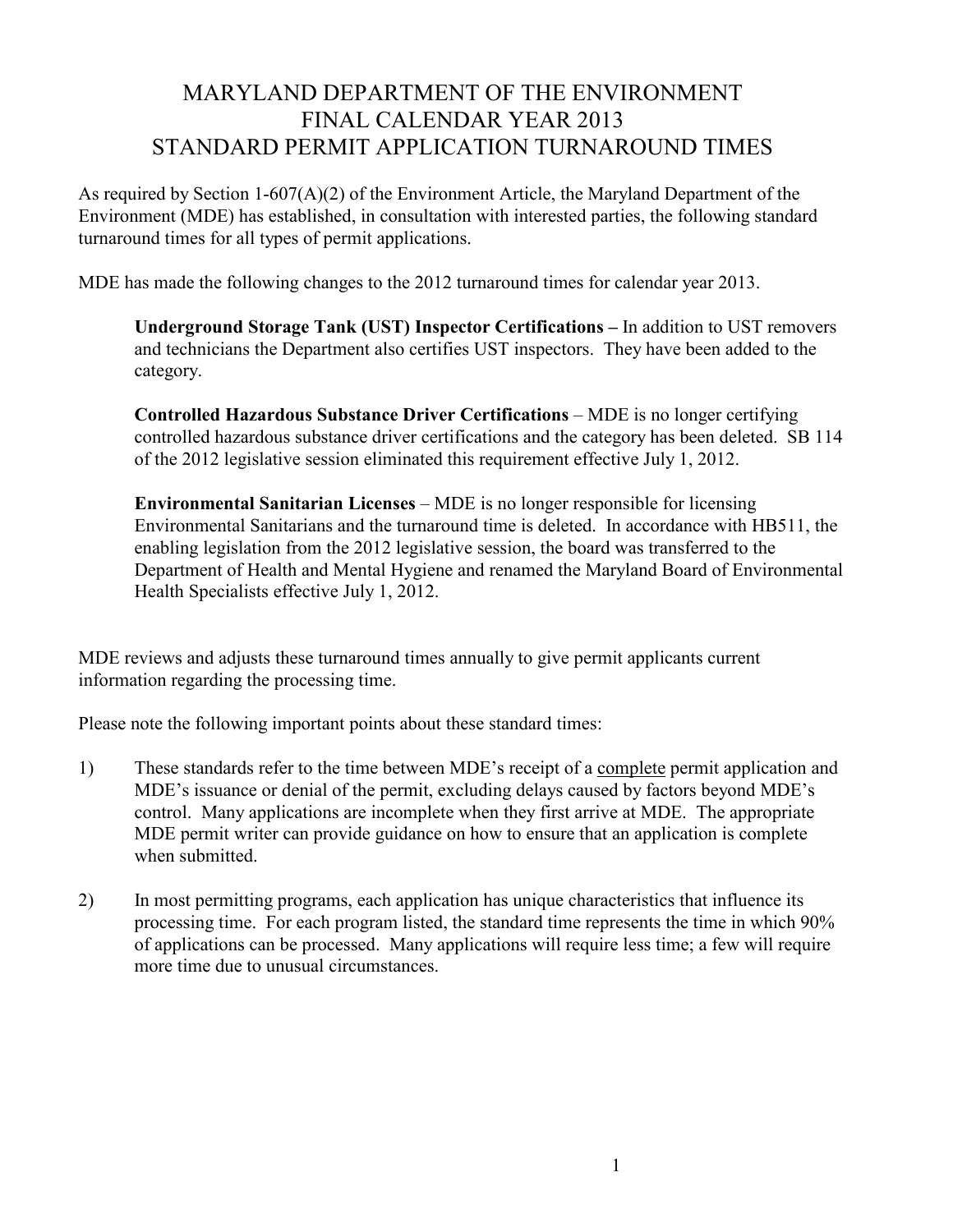# MARYLAND DEPARTMENT OF THE ENVIRONMENT
# FINAL CALENDAR YEAR 2013
# STANDARD PERMIT APPLICATION TURNAROUND TIMES

As required by Section 1-607(A)(2) of the Environment Article, the Maryland Department of the Environment (MDE) has established, in consultation with interested parties, the following standard turnaround times for all types of permit applications.

MDE has made the following changes to the 2012 turnaround times for calendar year 2013.

> **Underground Storage Tank (UST) Inspector Certifications –** In addition to UST removers and technicians the Department also certifies UST inspectors. They have been added to the category.
>
> **Controlled Hazardous Substance Driver Certifications** – MDE is no longer certifying controlled hazardous substance driver certifications and the category has been deleted. SB 114 of the 2012 legislative session eliminated this requirement effective July 1, 2012.
>
> **Environmental Sanitarian Licenses** – MDE is no longer responsible for licensing Environmental Sanitarians and the turnaround time is deleted. In accordance with HB511, the enabling legislation from the 2012 legislative session, the board was transferred to the Department of Health and Mental Hygiene and renamed the Maryland Board of Environmental Health Specialists effective July 1, 2012.

MDE reviews and adjusts these turnaround times annually to give permit applicants current information regarding the processing time.

Please note the following important points about these standard times:

1) These standards refer to the time between MDE's receipt of a <u>complete</u> permit application and MDE's issuance or denial of the permit, excluding delays caused by factors beyond MDE's control. Many applications are incomplete when they first arrive at MDE. The appropriate MDE permit writer can provide guidance on how to ensure that an application is complete when submitted.

2) In most permitting programs, each application has unique characteristics that influence its processing time. For each program listed, the standard time represents the time in which 90% of applications can be processed. Many applications will require less time; a few will require more time due to unusual circumstances.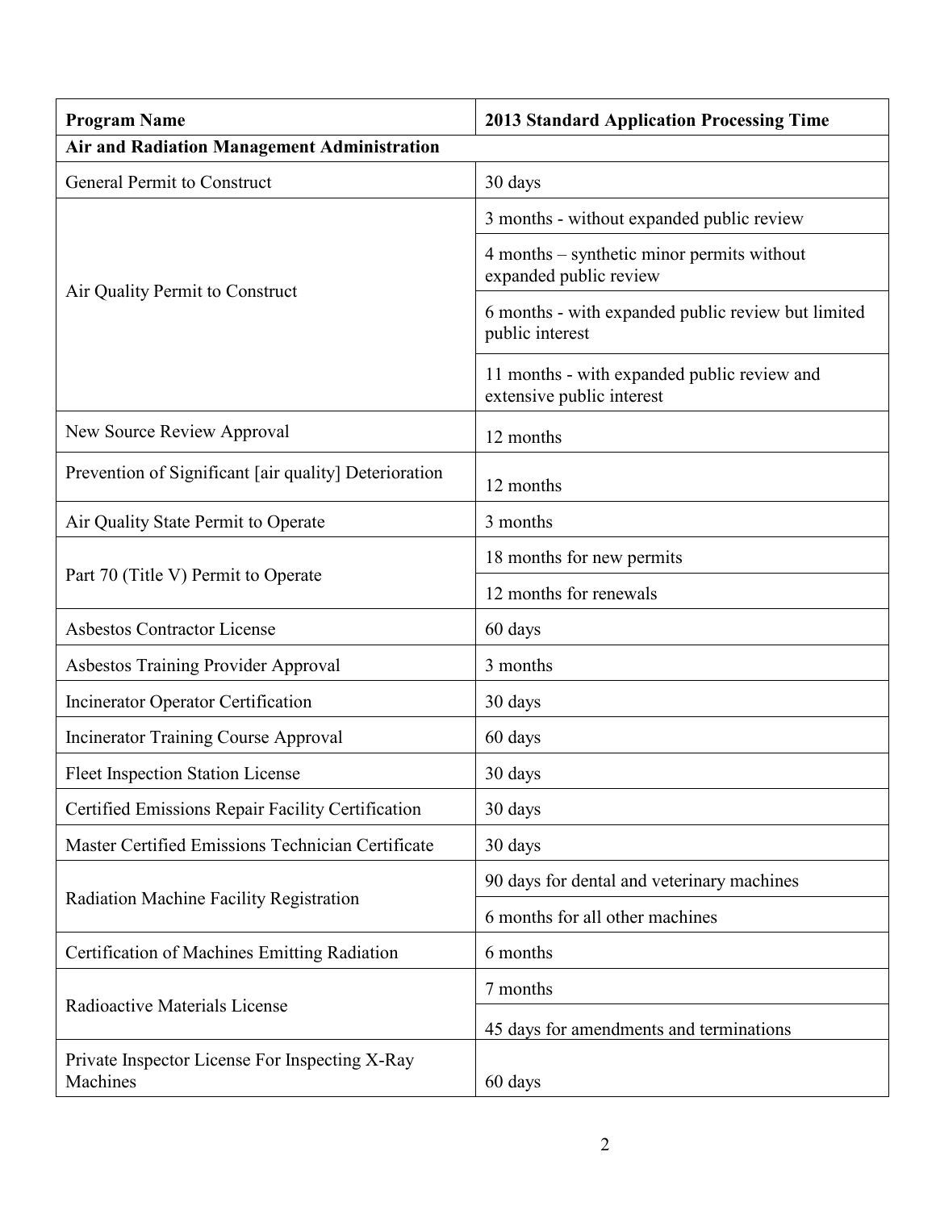| Program Name | 2013 Standard Application Processing Time |
| --- | --- |
| **Air and Radiation Management Administration** | |
| General Permit to Construct | 30 days |
| Air Quality Permit to Construct | 3 months - without expanded public review |
| | 4 months – synthetic minor permits without expanded public review |
| | 6 months - with expanded public review but limited public interest |
| | 11 months - with expanded public review and extensive public interest |
| New Source Review Approval | 12 months |
| Prevention of Significant [air quality] Deterioration | 12 months |
| Air Quality State Permit to Operate | 3 months |
| Part 70 (Title V) Permit to Operate | 18 months for new permits |
| | 12 months for renewals |
| Asbestos Contractor License | 60 days |
| Asbestos Training Provider Approval | 3 months |
| Incinerator Operator Certification | 30 days |
| Incinerator Training Course Approval | 60 days |
| Fleet Inspection Station License | 30 days |
| Certified Emissions Repair Facility Certification | 30 days |
| Master Certified Emissions Technician Certificate | 30 days |
| Radiation Machine Facility Registration | 90 days for dental and veterinary machines |
| | 6 months for all other machines |
| Certification of Machines Emitting Radiation | 6 months |
| Radioactive Materials License | 7 months |
| | 45 days for amendments and terminations |
| Private Inspector License For Inspecting X-Ray Machines | 60 days |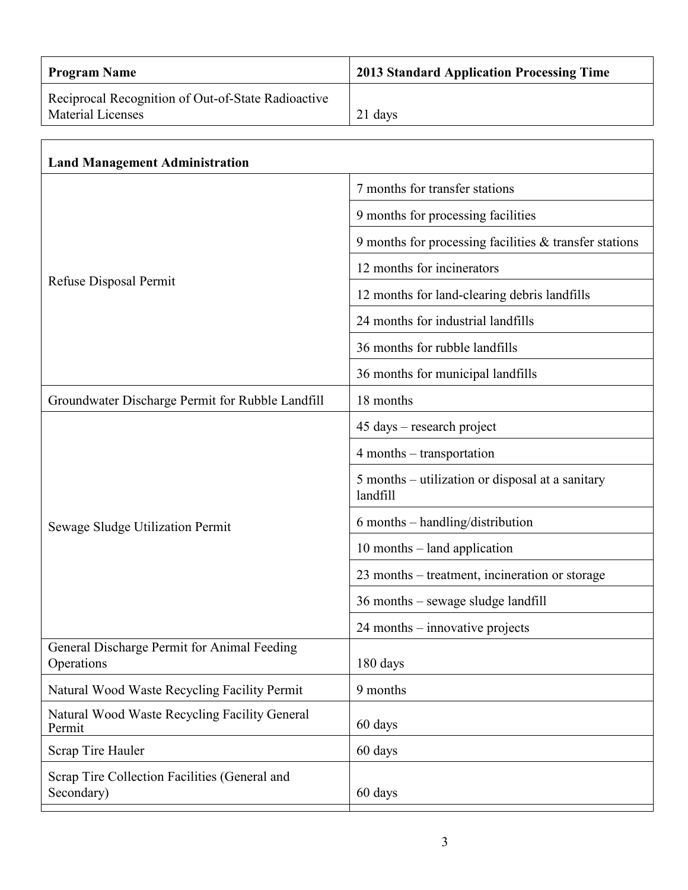| Program Name | 2013 Standard Application Processing Time |
| --- | --- |
| Reciprocal Recognition of Out-of-State Radioactive Material Licenses | 21 days |

| **Land Management Administration** | |
| --- | --- |
| Refuse Disposal Permit | 7 months for transfer stations |
| | 9 months for processing facilities |
| | 9 months for processing facilities & transfer stations |
| | 12 months for incinerators |
| | 12 months for land-clearing debris landfills |
| | 24 months for industrial landfills |
| | 36 months for rubble landfills |
| | 36 months for municipal landfills |
| Groundwater Discharge Permit for Rubble Landfill | 18 months |
| Sewage Sludge Utilization Permit | 45 days – research project |
| | 4 months – transportation |
| | 5 months – utilization or disposal at a sanitary landfill |
| | 6 months – handling/distribution |
| | 10 months – land application |
| | 23 months – treatment, incineration or storage |
| | 36 months – sewage sludge landfill |
| | 24 months – innovative projects |
| General Discharge Permit for Animal Feeding Operations | 180 days |
| Natural Wood Waste Recycling Facility Permit | 9 months |
| Natural Wood Waste Recycling Facility General Permit | 60 days |
| Scrap Tire Hauler | 60 days |
| Scrap Tire Collection Facilities (General and Secondary) | 60 days |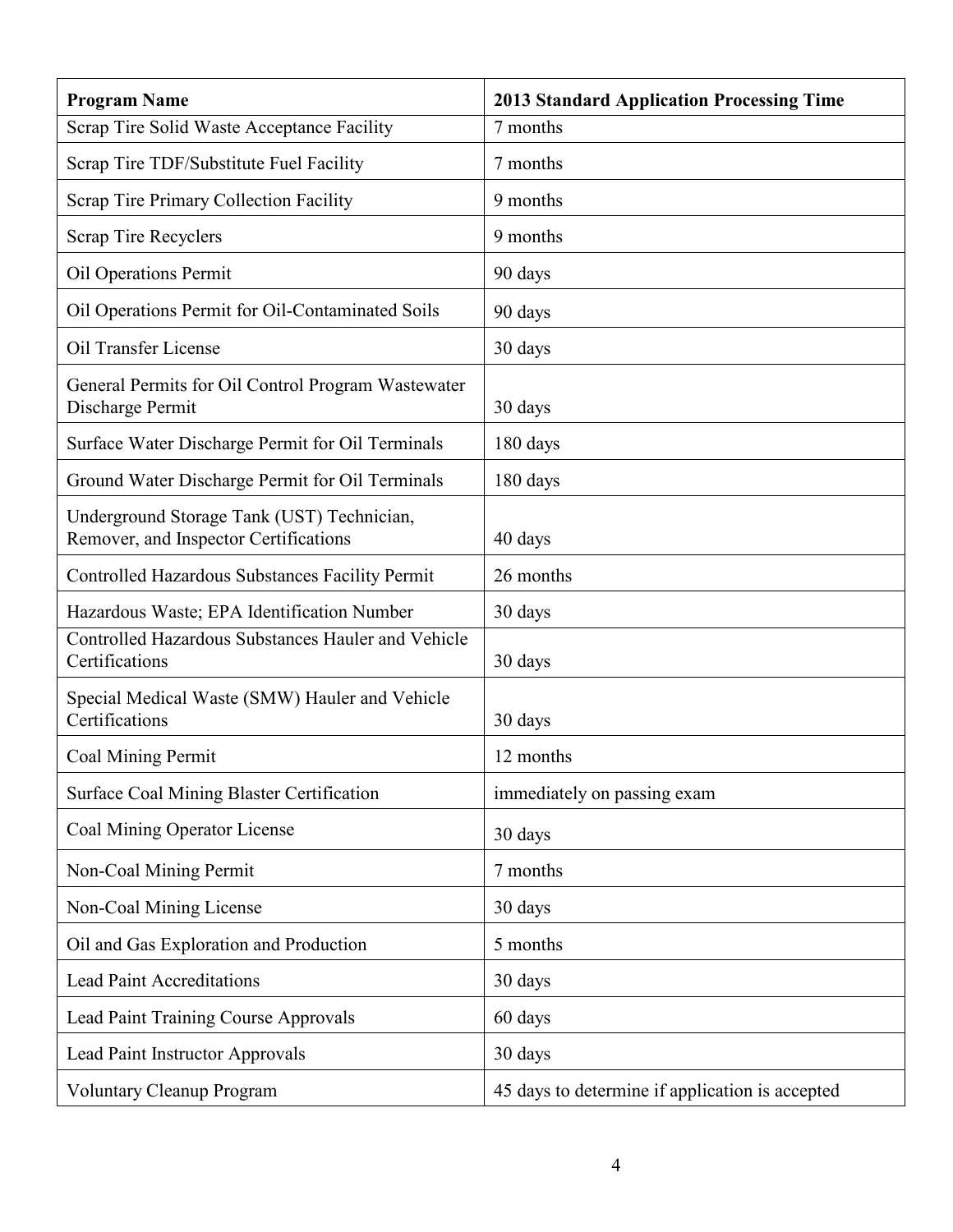| Program Name | 2013 Standard Application Processing Time |
| --- | --- |
| Scrap Tire Solid Waste Acceptance Facility | 7 months |
| Scrap Tire TDF/Substitute Fuel Facility | 7 months |
| Scrap Tire Primary Collection Facility | 9 months |
| Scrap Tire Recyclers | 9 months |
| Oil Operations Permit | 90 days |
| Oil Operations Permit for Oil-Contaminated Soils | 90 days |
| Oil Transfer License | 30 days |
| General Permits for Oil Control Program Wastewater Discharge Permit | 30 days |
| Surface Water Discharge Permit for Oil Terminals | 180 days |
| Ground Water Discharge Permit for Oil Terminals | 180 days |
| Underground Storage Tank (UST) Technician, Remover, and Inspector Certifications | 40 days |
| Controlled Hazardous Substances Facility Permit | 26 months |
| Hazardous Waste; EPA Identification Number | 30 days |
| Controlled Hazardous Substances Hauler and Vehicle Certifications | 30 days |
| Special Medical Waste (SMW) Hauler and Vehicle Certifications | 30 days |
| Coal Mining Permit | 12 months |
| Surface Coal Mining Blaster Certification | immediately on passing exam |
| Coal Mining Operator License | 30 days |
| Non-Coal Mining Permit | 7 months |
| Non-Coal Mining License | 30 days |
| Oil and Gas Exploration and Production | 5 months |
| Lead Paint Accreditations | 30 days |
| Lead Paint Training Course Approvals | 60 days |
| Lead Paint Instructor Approvals | 30 days |
| Voluntary Cleanup Program | 45 days to determine if application is accepted |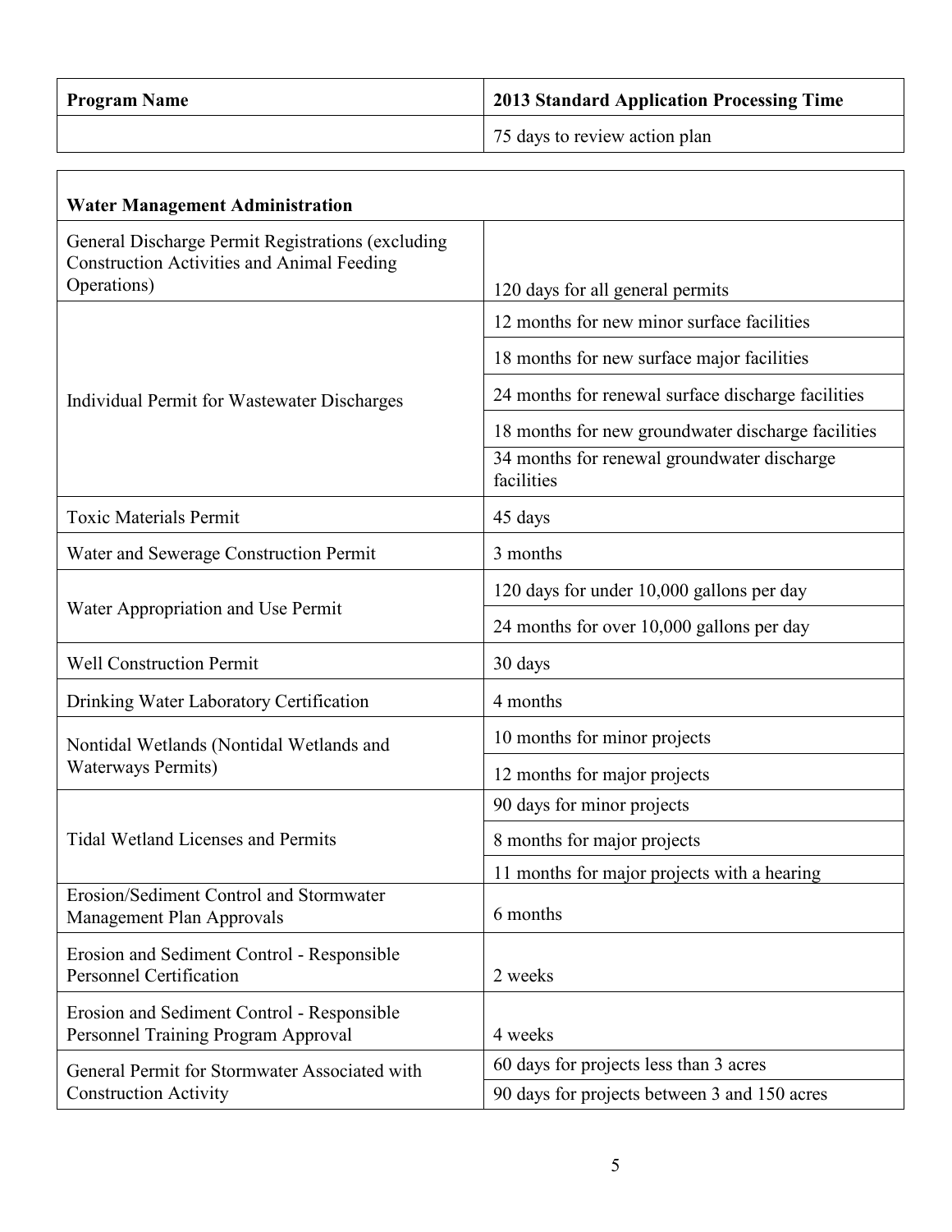| Program Name | 2013 Standard Application Processing Time |
|---|---|
| | 75 days to review action plan |

| **Water Management Administration** | |
|---|---|
| General Discharge Permit Registrations (excluding Construction Activities and Animal Feeding Operations) | 120 days for all general permits |
| Individual Permit for Wastewater Discharges | 12 months for new minor surface facilities |
| | 18 months for new surface major facilities |
| | 24 months for renewal surface discharge facilities |
| | 18 months for new groundwater discharge facilities |
| | 34 months for renewal groundwater discharge facilities |
| Toxic Materials Permit | 45 days |
| Water and Sewerage Construction Permit | 3 months |
| Water Appropriation and Use Permit | 120 days for under 10,000 gallons per day |
| | 24 months for over 10,000 gallons per day |
| Well Construction Permit | 30 days |
| Drinking Water Laboratory Certification | 4 months |
| Nontidal Wetlands (Nontidal Wetlands and Waterways Permits) | 10 months for minor projects |
| | 12 months for major projects |
| Tidal Wetland Licenses and Permits | 90 days for minor projects |
| | 8 months for major projects |
| | 11 months for major projects with a hearing |
| Erosion/Sediment Control and Stormwater Management Plan Approvals | 6 months |
| Erosion and Sediment Control - Responsible Personnel Certification | 2 weeks |
| Erosion and Sediment Control - Responsible Personnel Training Program Approval | 4 weeks |
| General Permit for Stormwater Associated with Construction Activity | 60 days for projects less than 3 acres |
| | 90 days for projects between 3 and 150 acres |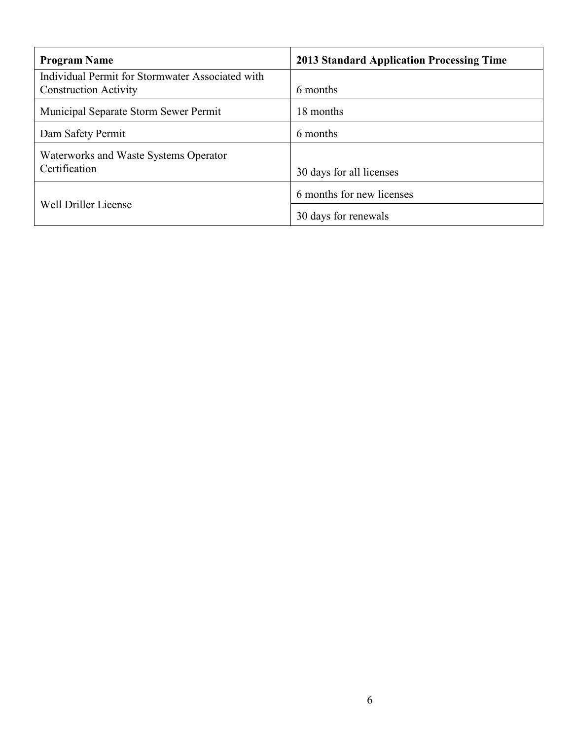| Program Name | 2013 Standard Application Processing Time |
|---|---|
| Individual Permit for Stormwater Associated with Construction Activity | 6 months |
| Municipal Separate Storm Sewer Permit | 18 months |
| Dam Safety Permit | 6 months |
| Waterworks and Waste Systems Operator Certification | 30 days for all licenses |
| Well Driller License | 6 months for new licenses |
| | 30 days for renewals |